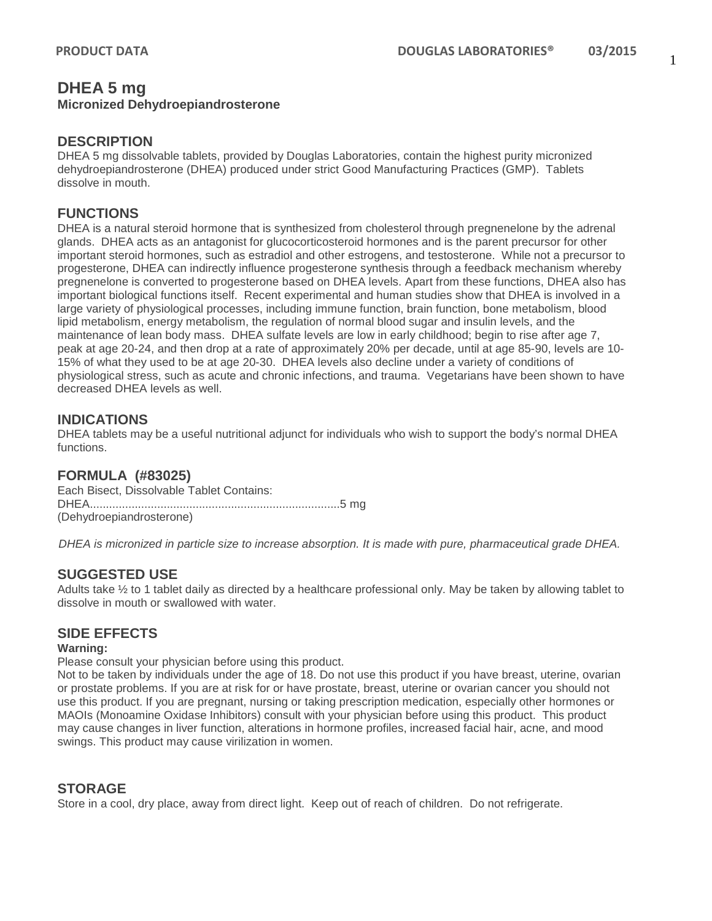# DHEA 5 mg

**Micronized Dehydroepiandrosterone**

## DESCRIPTION

DHEA 5 mg dissolvable tablets, provided by Douglas Laboratories, contain the highest purity micronized dehydroepiandrosterone (DHEA) produced under strict Good Manufacturing Practices (GMP). Tablets dissolve in mouth.

## FUNCTIONS

DHEA is a natural steroid hormone that is synthesized from cholesterol through pregnenelone by the adrenal glands. DHEA acts as an antagonist for glucocorticosteroid hormones and is the parent precursor for other important steroid hormones, such as estradiol and other estrogens, and testosterone. While not a precursor to progesterone, DHEA can indirectly influence progesterone synthesis through a feedback mechanism whereby pregnenelone is converted to progesterone based on DHEA levels. Apart from these functions, DHEA also has important biological functions itself. Recent experimental and human studies show that DHEA is involved in a large variety of physiological processes, including immune function, brain function, bone metabolism, blood lipid metabolism, energy metabolism, the regulation of normal blood sugar and insulin levels, and the maintenance of lean body mass. DHEA sulfate levels are low in early childhood; begin to rise after age 7, peak at age 20-24, and then drop at a rate of approximately 20% per decade, until at age 85-90, levels are 10-15% of what they used to be at age 20-30. DHEA levels also decline under a variety of conditions of physiological stress, such as acute and chronic infections, and trauma. Vegetarians have been shown to have decreased DHEA levels as well.

## INDICATIONS

DHEA tablets may be a useful nutritional adjunct for individuals who wish to support the body's normal DHEA functions.

## FORMULA (#83025)

Each Bisect, Dissolvable Tablet Contains:
DHEA...............................................................................5 mg
(Dehydroepiandrosterone)

*DHEA is micronized in particle size to increase absorption. It is made with pure, pharmaceutical grade DHEA.*

## SUGGESTED USE

Adults take ½ to 1 tablet daily as directed by a healthcare professional only. May be taken by allowing tablet to dissolve in mouth or swallowed with water.

## SIDE EFFECTS

**Warning:**

Please consult your physician before using this product.
Not to be taken by individuals under the age of 18. Do not use this product if you have breast, uterine, ovarian or prostate problems. If you are at risk for or have prostate, breast, uterine or ovarian cancer you should not use this product. If you are pregnant, nursing or taking prescription medication, especially other hormones or MAOIs (Monoamine Oxidase Inhibitors) consult with your physician before using this product. This product may cause changes in liver function, alterations in hormone profiles, increased facial hair, acne, and mood swings. This product may cause virilization in women.

## STORAGE

Store in a cool, dry place, away from direct light. Keep out of reach of children. Do not refrigerate.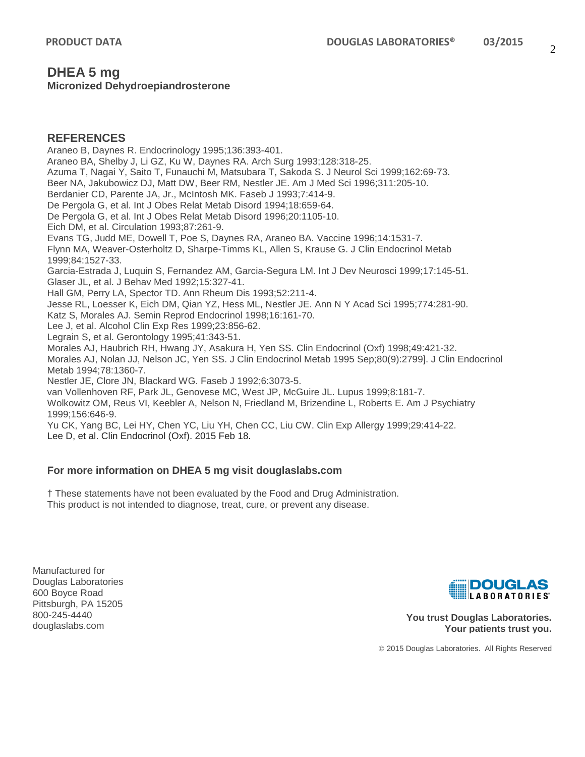# DHEA 5 mg

**Micronized Dehydroepiandrosterone**

## REFERENCES

Araneo B, Daynes R. Endocrinology 1995;136:393-401.
Araneo BA, Shelby J, Li GZ, Ku W, Daynes RA. Arch Surg 1993;128:318-25.
Azuma T, Nagai Y, Saito T, Funauchi M, Matsubara T, Sakoda S. J Neurol Sci 1999;162:69-73.
Beer NA, Jakubowicz DJ, Matt DW, Beer RM, Nestler JE. Am J Med Sci 1996;311:205-10.
Berdanier CD, Parente JA, Jr., McIntosh MK. Faseb J 1993;7:414-9.
De Pergola G, et al. Int J Obes Relat Metab Disord 1994;18:659-64.
De Pergola G, et al. Int J Obes Relat Metab Disord 1996;20:1105-10.
Eich DM, et al. Circulation 1993;87:261-9.
Evans TG, Judd ME, Dowell T, Poe S, Daynes RA, Araneo BA. Vaccine 1996;14:1531-7.
Flynn MA, Weaver-Osterholtz D, Sharpe-Timms KL, Allen S, Krause G. J Clin Endocrinol Metab 1999;84:1527-33.
Garcia-Estrada J, Luquin S, Fernandez AM, Garcia-Segura LM. Int J Dev Neurosci 1999;17:145-51.
Glaser JL, et al. J Behav Med 1992;15:327-41.
Hall GM, Perry LA, Spector TD. Ann Rheum Dis 1993;52:211-4.
Jesse RL, Loesser K, Eich DM, Qian YZ, Hess ML, Nestler JE. Ann N Y Acad Sci 1995;774:281-90.
Katz S, Morales AJ. Semin Reprod Endocrinol 1998;16:161-70.
Lee J, et al. Alcohol Clin Exp Res 1999;23:856-62.
Legrain S, et al. Gerontology 1995;41:343-51.
Morales AJ, Haubrich RH, Hwang JY, Asakura H, Yen SS. Clin Endocrinol (Oxf) 1998;49:421-32.
Morales AJ, Nolan JJ, Nelson JC, Yen SS. J Clin Endocrinol Metab 1995 Sep;80(9):2799]. J Clin Endocrinol Metab 1994;78:1360-7.
Nestler JE, Clore JN, Blackard WG. Faseb J 1992;6:3073-5.
van Vollenhoven RF, Park JL, Genovese MC, West JP, McGuire JL. Lupus 1999;8:181-7.
Wolkowitz OM, Reus VI, Keebler A, Nelson N, Friedland M, Brizendine L, Roberts E. Am J Psychiatry 1999;156:646-9.
Yu CK, Yang BC, Lei HY, Chen YC, Liu YH, Chen CC, Liu CW. Clin Exp Allergy 1999;29:414-22.
Lee D, et al. Clin Endocrinol (Oxf). 2015 Feb 18.

**For more information on DHEA 5 mg visit douglaslabs.com**

† These statements have not been evaluated by the Food and Drug Administration.
This product is not intended to diagnose, treat, cure, or prevent any disease.

Manufactured for
Douglas Laboratories
600 Boyce Road
Pittsburgh, PA 15205
800-245-4440
douglaslabs.com

DOUGLAS LABORATORIES

**You trust Douglas Laboratories.**
**Your patients trust you.**

© 2015 Douglas Laboratories. All Rights Reserved